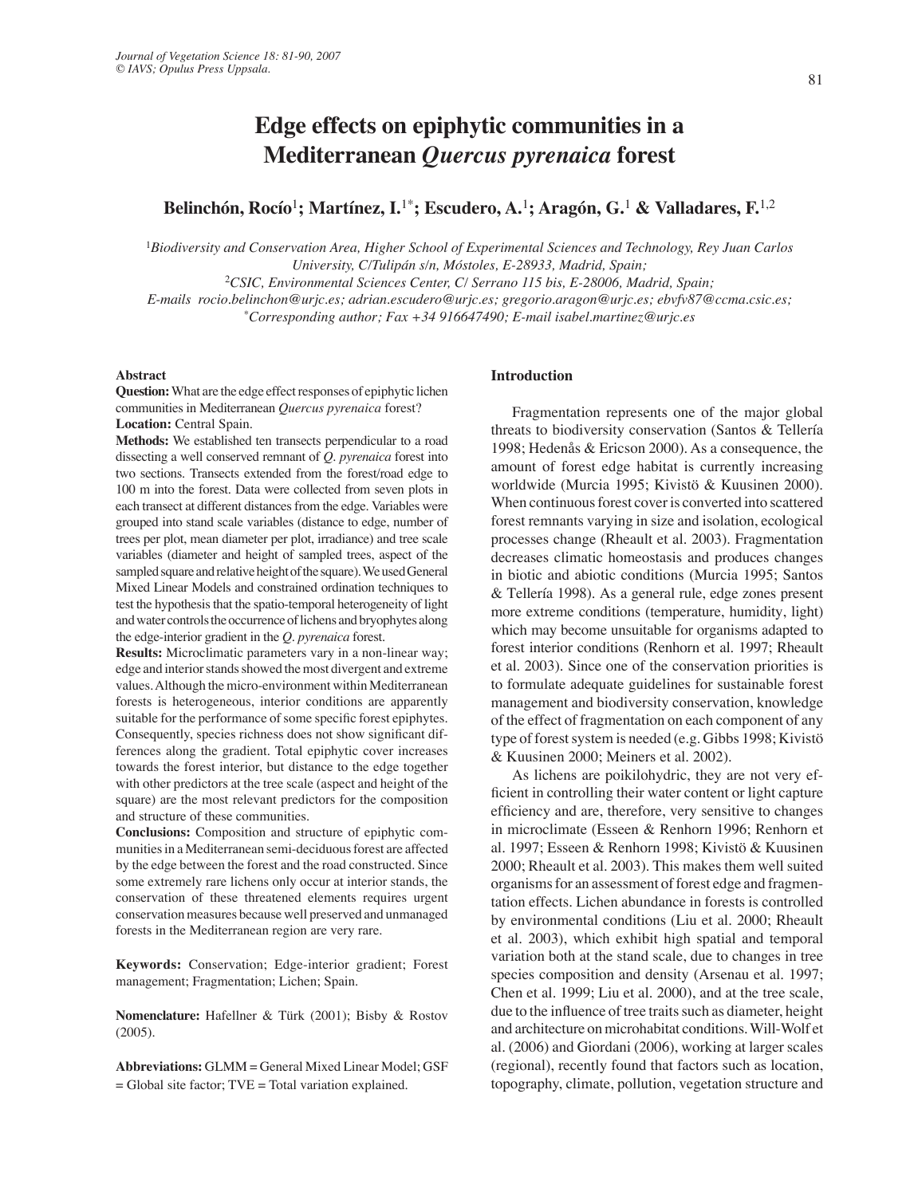# Edge effects on epiphytic communities in a Mediterranean *Quercus pyrenaica* forest

**Belinchón, Rocío[1]; Martínez, I.[1*]; Escudero, A.[1]; Aragón, G.[1] & Valladares, F.[1,2]**

[1]*Biodiversity and Conservation Area, Higher School of Experimental Sciences and Technology, Rey Juan Carlos University, C/Tulipán s/n, Móstoles, E-28933, Madrid, Spain;*
[2]*CSIC, Environmental Sciences Center, C/ Serrano 115 bis, E-28006, Madrid, Spain;*
*E-mails rocio.belinchon@urjc.es; adrian.escudero@urjc.es; gregorio.aragon@urjc.es; ebvfv87@ccma.csic.es;*
[*]*Corresponding author; Fax +34 916647490; E-mail isabel.martinez@urjc.es*

## Abstract

**Question:** What are the edge effect responses of epiphytic lichen communities in Mediterranean *Quercus pyrenaica* forest?

**Location:** Central Spain.

**Methods:** We established ten transects perpendicular to a road dissecting a well conserved remnant of *Q. pyrenaica* forest into two sections. Transects extended from the forest/road edge to 100 m into the forest. Data were collected from seven plots in each transect at different distances from the edge. Variables were grouped into stand scale variables (distance to edge, number of trees per plot, mean diameter per plot, irradiance) and tree scale variables (diameter and height of sampled trees, aspect of the sampled square and relative height of the square). We used General Mixed Linear Models and constrained ordination techniques to test the hypothesis that the spatio-temporal heterogeneity of light and water controls the occurrence of lichens and bryophytes along the edge-interior gradient in the *Q. pyrenaica* forest.

**Results:** Microclimatic parameters vary in a non-linear way; edge and interior stands showed the most divergent and extreme values. Although the micro-environment within Mediterranean forests is heterogeneous, interior conditions are apparently suitable for the performance of some specific forest epiphytes. Consequently, species richness does not show significant differences along the gradient. Total epiphytic cover increases towards the forest interior, but distance to the edge together with other predictors at the tree scale (aspect and height of the square) are the most relevant predictors for the composition and structure of these communities.

**Conclusions:** Composition and structure of epiphytic communities in a Mediterranean semi-deciduous forest are affected by the edge between the forest and the road constructed. Since some extremely rare lichens only occur at interior stands, the conservation of these threatened elements requires urgent conservation measures because well preserved and unmanaged forests in the Mediterranean region are very rare.

**Keywords:** Conservation; Edge-interior gradient; Forest management; Fragmentation; Lichen; Spain.

**Nomenclature:** Hafellner & Türk (2001); Bisby & Rostov (2005).

**Abbreviations:** GLMM = General Mixed Linear Model; GSF = Global site factor; TVE = Total variation explained.

## Introduction

Fragmentation represents one of the major global threats to biodiversity conservation (Santos & Tellería 1998; Hedenås & Ericson 2000). As a consequence, the amount of forest edge habitat is currently increasing worldwide (Murcia 1995; Kivistö & Kuusinen 2000). When continuous forest cover is converted into scattered forest remnants varying in size and isolation, ecological processes change (Rheault et al. 2003). Fragmentation decreases climatic homeostasis and produces changes in biotic and abiotic conditions (Murcia 1995; Santos & Tellería 1998). As a general rule, edge zones present more extreme conditions (temperature, humidity, light) which may become unsuitable for organisms adapted to forest interior conditions (Renhorn et al. 1997; Rheault et al. 2003). Since one of the conservation priorities is to formulate adequate guidelines for sustainable forest management and biodiversity conservation, knowledge of the effect of fragmentation on each component of any type of forest system is needed (e.g. Gibbs 1998; Kivistö & Kuusinen 2000; Meiners et al. 2002).

As lichens are poikilohydric, they are not very efficient in controlling their water content or light capture efficiency and are, therefore, very sensitive to changes in microclimate (Esseen & Renhorn 1996; Renhorn et al. 1997; Esseen & Renhorn 1998; Kivistö & Kuusinen 2000; Rheault et al. 2003). This makes them well suited organisms for an assessment of forest edge and fragmentation effects. Lichen abundance in forests is controlled by environmental conditions (Liu et al. 2000; Rheault et al. 2003), which exhibit high spatial and temporal variation both at the stand scale, due to changes in tree species composition and density (Arsenau et al. 1997; Chen et al. 1999; Liu et al. 2000), and at the tree scale, due to the influence of tree traits such as diameter, height and architecture on microhabitat conditions. Will-Wolf et al. (2006) and Giordani (2006), working at larger scales (regional), recently found that factors such as location, topography, climate, pollution, vegetation structure and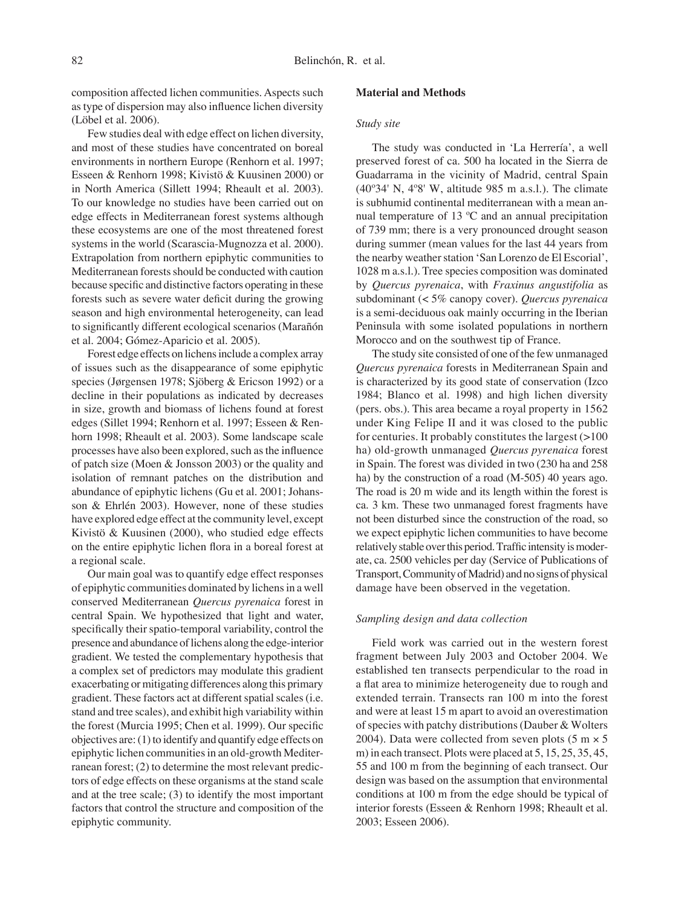composition affected lichen communities. Aspects such as type of dispersion may also influence lichen diversity (Löbel et al. 2006).

Few studies deal with edge effect on lichen diversity, and most of these studies have concentrated on boreal environments in northern Europe (Renhorn et al. 1997; Esseen & Renhorn 1998; Kivistö & Kuusinen 2000) or in North America (Sillett 1994; Rheault et al. 2003). To our knowledge no studies have been carried out on edge effects in Mediterranean forest systems although these ecosystems are one of the most threatened forest systems in the world (Scarascia-Mugnozza et al. 2000). Extrapolation from northern epiphytic communities to Mediterranean forests should be conducted with caution because specific and distinctive factors operating in these forests such as severe water deficit during the growing season and high environmental heterogeneity, can lead to significantly different ecological scenarios (Marañón et al. 2004; Gómez-Aparicio et al. 2005).

Forest edge effects on lichens include a complex array of issues such as the disappearance of some epiphytic species (Jørgensen 1978; Sjöberg & Ericson 1992) or a decline in their populations as indicated by decreases in size, growth and biomass of lichens found at forest edges (Sillet 1994; Renhorn et al. 1997; Esseen & Renhorn 1998; Rheault et al. 2003). Some landscape scale processes have also been explored, such as the influence of patch size (Moen & Jonsson 2003) or the quality and isolation of remnant patches on the distribution and abundance of epiphytic lichens (Gu et al. 2001; Johansson & Ehrlén 2003). However, none of these studies have explored edge effect at the community level, except Kivistö & Kuusinen (2000), who studied edge effects on the entire epiphytic lichen flora in a boreal forest at a regional scale.

Our main goal was to quantify edge effect responses of epiphytic communities dominated by lichens in a well conserved Mediterranean *Quercus pyrenaica* forest in central Spain. We hypothesized that light and water, specifically their spatio-temporal variability, control the presence and abundance of lichens along the edge-interior gradient. We tested the complementary hypothesis that a complex set of predictors may modulate this gradient exacerbating or mitigating differences along this primary gradient. These factors act at different spatial scales (i.e. stand and tree scales), and exhibit high variability within the forest (Murcia 1995; Chen et al. 1999). Our specific objectives are: (1) to identify and quantify edge effects on epiphytic lichen communities in an old-growth Mediterranean forest; (2) to determine the most relevant predictors of edge effects on these organisms at the stand scale and at the tree scale; (3) to identify the most important factors that control the structure and composition of the epiphytic community.

## Material and Methods

### *Study site*

The study was conducted in 'La Herrería', a well preserved forest of ca. 500 ha located in the Sierra de Guadarrama in the vicinity of Madrid, central Spain (40º34' N, 4º8' W, altitude 985 m a.s.l.). The climate is subhumid continental mediterranean with a mean annual temperature of 13 ºC and an annual precipitation of 739 mm; there is a very pronounced drought season during summer (mean values for the last 44 years from the nearby weather station 'San Lorenzo de El Escorial', 1028 m a.s.l.). Tree species composition was dominated by *Quercus pyrenaica*, with *Fraxinus angustifolia* as subdominant (< 5% canopy cover). *Quercus pyrenaica* is a semi-deciduous oak mainly occurring in the Iberian Peninsula with some isolated populations in northern Morocco and on the southwest tip of France.

The study site consisted of one of the few unmanaged *Quercus pyrenaica* forests in Mediterranean Spain and is characterized by its good state of conservation (Izco 1984; Blanco et al. 1998) and high lichen diversity (pers. obs.). This area became a royal property in 1562 under King Felipe II and it was closed to the public for centuries. It probably constitutes the largest (>100 ha) old-growth unmanaged *Quercus pyrenaica* forest in Spain. The forest was divided in two (230 ha and 258 ha) by the construction of a road (M-505) 40 years ago. The road is 20 m wide and its length within the forest is ca. 3 km. These two unmanaged forest fragments have not been disturbed since the construction of the road, so we expect epiphytic lichen communities to have become relatively stable over this period. Traffic intensity is moderate, ca. 2500 vehicles per day (Service of Publications of Transport, Community of Madrid) and no signs of physical damage have been observed in the vegetation.

### *Sampling design and data collection*

Field work was carried out in the western forest fragment between July 2003 and October 2004. We established ten transects perpendicular to the road in a flat area to minimize heterogeneity due to rough and extended terrain. Transects ran 100 m into the forest and were at least 15 m apart to avoid an overestimation of species with patchy distributions (Dauber & Wolters 2004). Data were collected from seven plots (5 m × 5 m) in each transect. Plots were placed at 5, 15, 25, 35, 45, 55 and 100 m from the beginning of each transect. Our design was based on the assumption that environmental conditions at 100 m from the edge should be typical of interior forests (Esseen & Renhorn 1998; Rheault et al. 2003; Esseen 2006).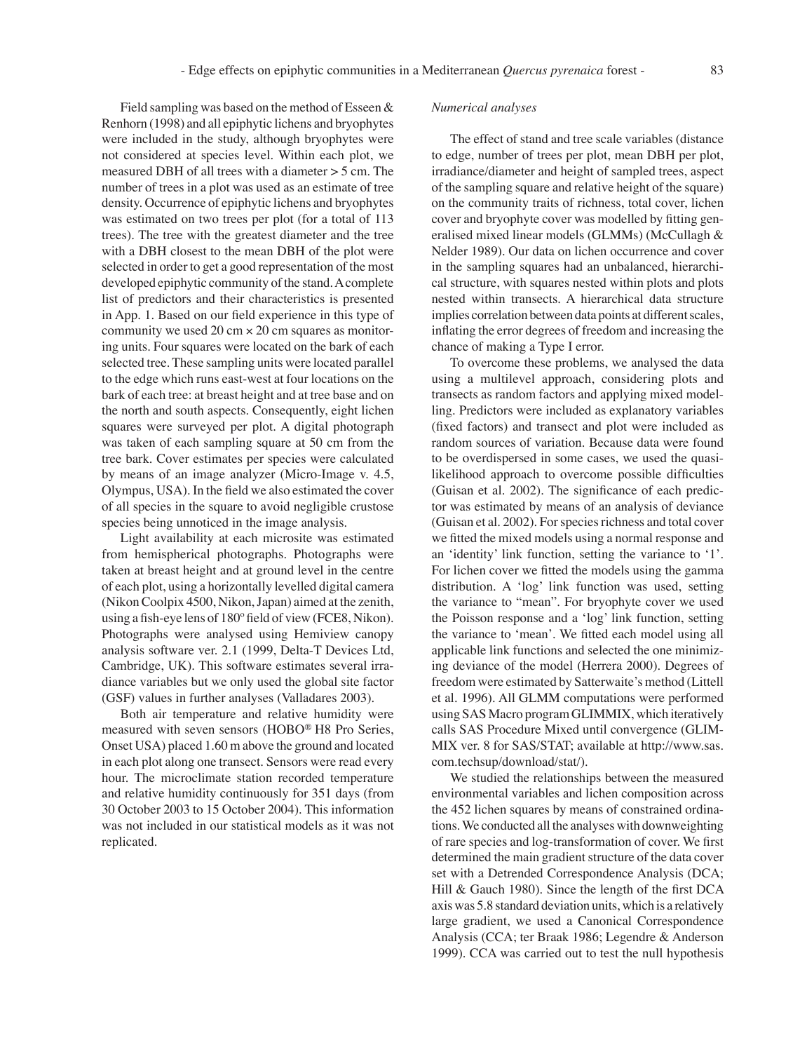Field sampling was based on the method of Esseen & Renhorn (1998) and all epiphytic lichens and bryophytes were included in the study, although bryophytes were not considered at species level. Within each plot, we measured DBH of all trees with a diameter > 5 cm. The number of trees in a plot was used as an estimate of tree density. Occurrence of epiphytic lichens and bryophytes was estimated on two trees per plot (for a total of 113 trees). The tree with the greatest diameter and the tree with a DBH closest to the mean DBH of the plot were selected in order to get a good representation of the most developed epiphytic community of the stand. A complete list of predictors and their characteristics is presented in App. 1. Based on our field experience in this type of community we used 20 cm × 20 cm squares as monitoring units. Four squares were located on the bark of each selected tree. These sampling units were located parallel to the edge which runs east-west at four locations on the bark of each tree: at breast height and at tree base and on the north and south aspects. Consequently, eight lichen squares were surveyed per plot. A digital photograph was taken of each sampling square at 50 cm from the tree bark. Cover estimates per species were calculated by means of an image analyzer (Micro-Image v. 4.5, Olympus, USA). In the field we also estimated the cover of all species in the square to avoid negligible crustose species being unnoticed in the image analysis.

Light availability at each microsite was estimated from hemispherical photographs. Photographs were taken at breast height and at ground level in the centre of each plot, using a horizontally levelled digital camera (Nikon Coolpix 4500, Nikon, Japan) aimed at the zenith, using a fish-eye lens of 180º field of view (FCE8, Nikon). Photographs were analysed using Hemiview canopy analysis software ver. 2.1 (1999, Delta-T Devices Ltd, Cambridge, UK). This software estimates several irradiance variables but we only used the global site factor (GSF) values in further analyses (Valladares 2003).

Both air temperature and relative humidity were measured with seven sensors (HOBO® H8 Pro Series, Onset USA) placed 1.60 m above the ground and located in each plot along one transect. Sensors were read every hour. The microclimate station recorded temperature and relative humidity continuously for 351 days (from 30 October 2003 to 15 October 2004). This information was not included in our statistical models as it was not replicated.

*Numerical analyses*

The effect of stand and tree scale variables (distance to edge, number of trees per plot, mean DBH per plot, irradiance/diameter and height of sampled trees, aspect of the sampling square and relative height of the square) on the community traits of richness, total cover, lichen cover and bryophyte cover was modelled by fitting generalised mixed linear models (GLMMs) (McCullagh & Nelder 1989). Our data on lichen occurrence and cover in the sampling squares had an unbalanced, hierarchical structure, with squares nested within plots and plots nested within transects. A hierarchical data structure implies correlation between data points at different scales, inflating the error degrees of freedom and increasing the chance of making a Type I error.

To overcome these problems, we analysed the data using a multilevel approach, considering plots and transects as random factors and applying mixed modelling. Predictors were included as explanatory variables (fixed factors) and transect and plot were included as random sources of variation. Because data were found to be overdispersed in some cases, we used the quasi-likelihood approach to overcome possible difficulties (Guisan et al. 2002). The significance of each predictor was estimated by means of an analysis of deviance (Guisan et al. 2002). For species richness and total cover we fitted the mixed models using a normal response and an 'identity' link function, setting the variance to '1'. For lichen cover we fitted the models using the gamma distribution. A 'log' link function was used, setting the variance to "mean". For bryophyte cover we used the Poisson response and a 'log' link function, setting the variance to 'mean'. We fitted each model using all applicable link functions and selected the one minimizing deviance of the model (Herrera 2000). Degrees of freedom were estimated by Satterwaite's method (Littell et al. 1996). All GLMM computations were performed using SAS Macro program GLIMMIX, which iteratively calls SAS Procedure Mixed until convergence (GLIMMIX ver. 8 for SAS/STAT; available at http://www.sas.com.techsup/download/stat/).

We studied the relationships between the measured environmental variables and lichen composition across the 452 lichen squares by means of constrained ordinations. We conducted all the analyses with downweighting of rare species and log-transformation of cover. We first determined the main gradient structure of the data cover set with a Detrended Correspondence Analysis (DCA; Hill & Gauch 1980). Since the length of the first DCA axis was 5.8 standard deviation units, which is a relatively large gradient, we used a Canonical Correspondence Analysis (CCA; ter Braak 1986; Legendre & Anderson 1999). CCA was carried out to test the null hypothesis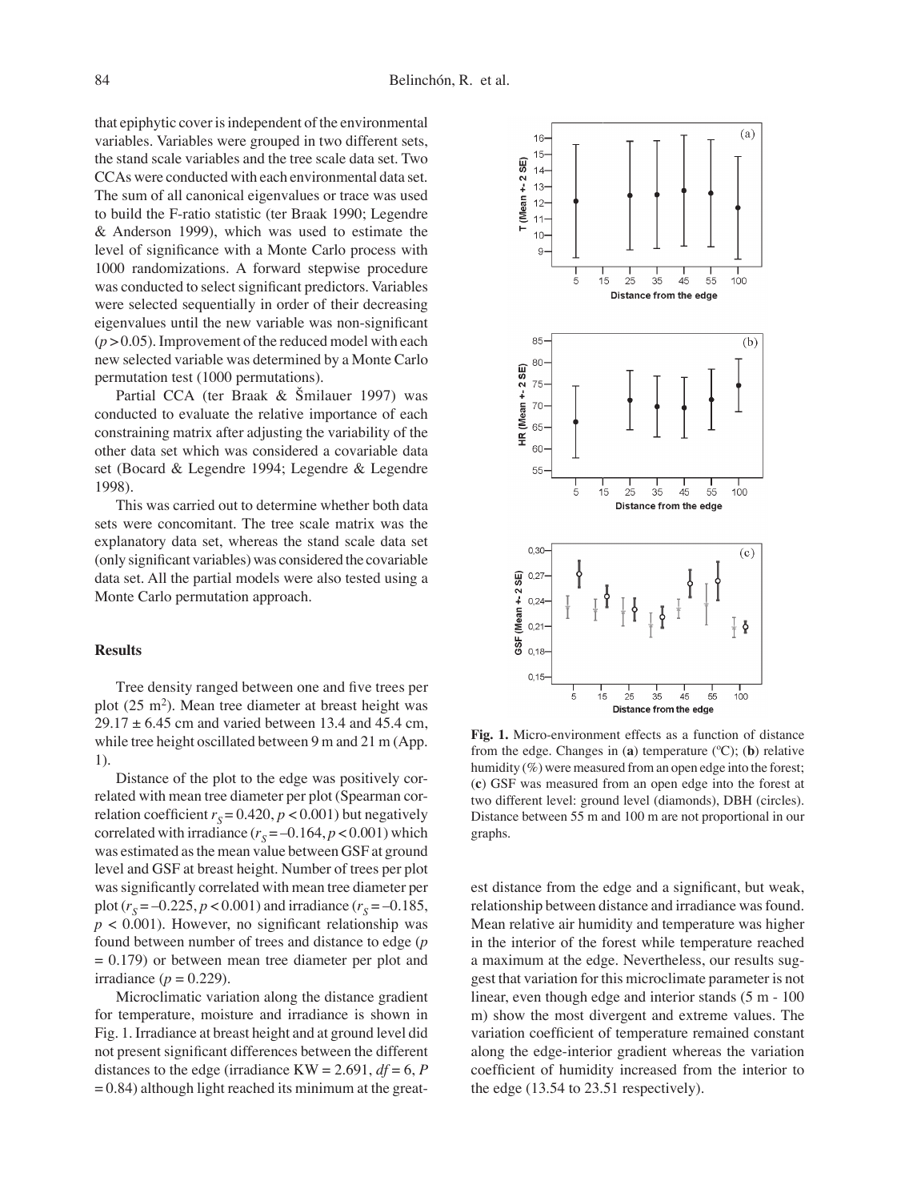that epiphytic cover is independent of the environmental variables. Variables were grouped in two different sets, the stand scale variables and the tree scale data set. Two CCAs were conducted with each environmental data set. The sum of all canonical eigenvalues or trace was used to build the F-ratio statistic (ter Braak 1990; Legendre & Anderson 1999), which was used to estimate the level of significance with a Monte Carlo process with 1000 randomizations. A forward stepwise procedure was conducted to select significant predictors. Variables were selected sequentially in order of their decreasing eigenvalues until the new variable was non-significant ($p > 0.05$). Improvement of the reduced model with each new selected variable was determined by a Monte Carlo permutation test (1000 permutations).

Partial CCA (ter Braak & Šmilauer 1997) was conducted to evaluate the relative importance of each constraining matrix after adjusting the variability of the other data set which was considered a covariable data set (Bocard & Legendre 1994; Legendre & Legendre 1998).

This was carried out to determine whether both data sets were concomitant. The tree scale matrix was the explanatory data set, whereas the stand scale data set (only significant variables) was considered the covariable data set. All the partial models were also tested using a Monte Carlo permutation approach.

## Results

Tree density ranged between one and five trees per plot (25 m$^2$). Mean tree diameter at breast height was 29.17 ± 6.45 cm and varied between 13.4 and 45.4 cm, while tree height oscillated between 9 m and 21 m (App. 1).

Distance of the plot to the edge was positively correlated with mean tree diameter per plot (Spearman correlation coefficient $r_S = 0.420$, $p < 0.001$) but negatively correlated with irradiance ($r_S = -0.164$, $p < 0.001$) which was estimated as the mean value between GSF at ground level and GSF at breast height. Number of trees per plot was significantly correlated with mean tree diameter per plot ($r_S = -0.225$, $p < 0.001$) and irradiance ($r_S = -0.185$, $p < 0.001$). However, no significant relationship was found between number of trees and distance to edge ($p = 0.179$) or between mean tree diameter per plot and irradiance ($p = 0.229$).

Microclimatic variation along the distance gradient for temperature, moisture and irradiance is shown in Fig. 1. Irradiance at breast height and at ground level did not present significant differences between the different distances to the edge (irradiance KW = 2.691, $df = 6$, $P = 0.84$) although light reached its minimum at the greatest distance from the edge and a significant, but weak, relationship between distance and irradiance was found. Mean relative air humidity and temperature was higher in the interior of the forest while temperature reached a maximum at the edge. Nevertheless, our results suggest that variation for this microclimate parameter is not linear, even though edge and interior stands (5 m - 100 m) show the most divergent and extreme values. The variation coefficient of temperature remained constant along the edge-interior gradient whereas the variation coefficient of humidity increased from the interior to the edge (13.54 to 23.51 respectively).

**Fig. 1.** Micro-environment effects as a function of distance from the edge. Changes in (**a**) temperature (ºC); (**b**) relative humidity (%) were measured from an open edge into the forest; (**c**) GSF was measured from an open edge into the forest at two different level: ground level (diamonds), DBH (circles). Distance between 55 m and 100 m are not proportional in our graphs.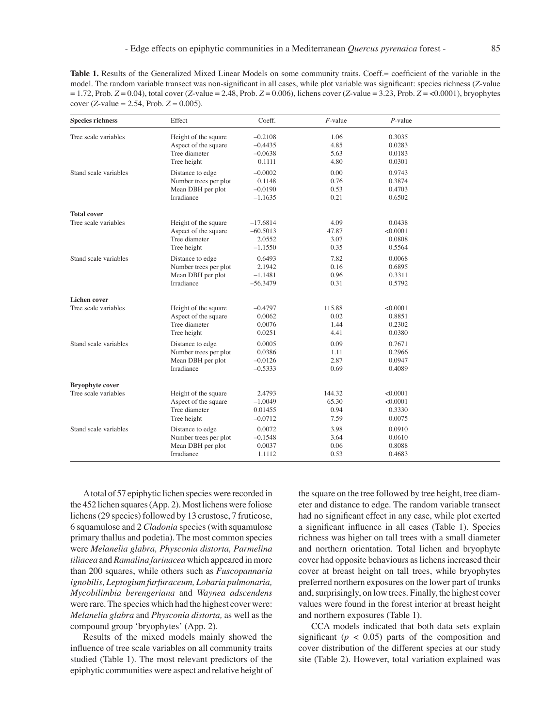**Table 1.** Results of the Generalized Mixed Linear Models on some community traits. Coeff.= coefficient of the variable in the model. The random variable transect was non-significant in all cases, while plot variable was significant: species richness ($Z$-value = 1.72, Prob. $Z$ = 0.04), total cover ($Z$-value = 2.48, Prob. $Z$ = 0.006), lichens cover ($Z$-value = 3.23, Prob. $Z$ = <0.0001), bryophytes cover ($Z$-value = 2.54, Prob. $Z$ = 0.005).

| Species richness | Effect | Coeff. | $F$-value | $P$-value |
|---|---|---|---|---|
| Tree scale variables | Height of the square | −0.2108 | 1.06 | 0.3035 |
| | Aspect of the square | −0.4435 | 4.85 | 0.0283 |
| | Tree diameter | −0.0638 | 5.63 | 0.0183 |
| | Tree height | 0.1111 | 4.80 | 0.0301 |
| Stand scale variables | Distance to edge | −0.0002 | 0.00 | 0.9743 |
| | Number trees per plot | 0.1148 | 0.76 | 0.3874 |
| | Mean DBH per plot | −0.0190 | 0.53 | 0.4703 |
| | Irradiance | −1.1635 | 0.21 | 0.6502 |
| **Total cover** | | | | |
| Tree scale variables | Height of the square | −17.6814 | 4.09 | 0.0438 |
| | Aspect of the square | −60.5013 | 47.87 | <0.0001 |
| | Tree diameter | 2.0552 | 3.07 | 0.0808 |
| | Tree height | −1.1550 | 0.35 | 0.5564 |
| Stand scale variables | Distance to edge | 0.6493 | 7.82 | 0.0068 |
| | Number trees per plot | 2.1942 | 0.16 | 0.6895 |
| | Mean DBH per plot | −1.1481 | 0.96 | 0.3311 |
| | Irradiance | −56.3479 | 0.31 | 0.5792 |
| **Lichen cover** | | | | |
| Tree scale variables | Height of the square | −0.4797 | 115.88 | <0.0001 |
| | Aspect of the square | 0.0062 | 0.02 | 0.8851 |
| | Tree diameter | 0.0076 | 1.44 | 0.2302 |
| | Tree height | 0.0251 | 4.41 | 0.0380 |
| Stand scale variables | Distance to edge | 0.0005 | 0.09 | 0.7671 |
| | Number trees per plot | 0.0386 | 1.11 | 0.2966 |
| | Mean DBH per plot | −0.0126 | 2.87 | 0.0947 |
| | Irradiance | −0.5333 | 0.69 | 0.4089 |
| **Bryophyte cover** | | | | |
| Tree scale variables | Height of the square | 2.4793 | 144.32 | <0.0001 |
| | Aspect of the square | −1.0049 | 65.30 | <0.0001 |
| | Tree diameter | 0.01455 | 0.94 | 0.3330 |
| | Tree height | −0.0712 | 7.59 | 0.0075 |
| Stand scale variables | Distance to edge | 0.0072 | 3.98 | 0.0910 |
| | Number trees per plot | −0.1548 | 3.64 | 0.0610 |
| | Mean DBH per plot | 0.0037 | 0.06 | 0.8088 |
| | Irradiance | 1.1112 | 0.53 | 0.4683 |

A total of 57 epiphytic lichen species were recorded in the 452 lichen squares (App. 2). Most lichens were foliose lichens (29 species) followed by 13 crustose, 7 fruticose, 6 squamulose and 2 *Cladonia* species (with squamulose primary thallus and podetia). The most common species were *Melanelia glabra, Physconia distorta, Parmelina tiliacea* and *Ramalina farinacea* which appeared in more than 200 squares, while others such as *Fuscopannaria ignobilis, Leptogium furfuraceum, Lobaria pulmonaria, Mycobilimbia berengeriana* and *Waynea adscendens* were rare. The species which had the highest cover were: *Melanelia glabra* and *Physconia distorta,* as well as the compound group 'bryophytes' (App. 2).

Results of the mixed models mainly showed the influence of tree scale variables on all community traits studied (Table 1). The most relevant predictors of the epiphytic communities were aspect and relative height of the square on the tree followed by tree height, tree diameter and distance to edge. The random variable transect had no significant effect in any case, while plot exerted a significant influence in all cases (Table 1). Species richness was higher on tall trees with a small diameter and northern orientation. Total lichen and bryophyte cover had opposite behaviours as lichens increased their cover at breast height on tall trees, while bryophytes preferred northern exposures on the lower part of trunks and, surprisingly, on low trees. Finally, the highest cover values were found in the forest interior at breast height and northern exposures (Table 1).

CCA models indicated that both data sets explain significant ($p$ < 0.05) parts of the composition and cover distribution of the different species at our study site (Table 2). However, total variation explained was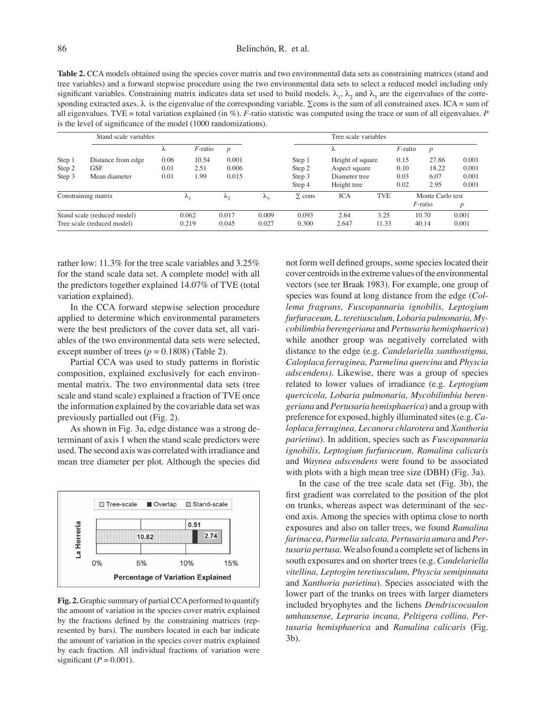**Table 2.** CCA models obtained using the species cover matrix and two environmental data sets as constraining matrices (stand and tree variables) and a forward stepwise procedure using the two environmental data sets to select a reduced model including only significant variables. Constraining matrix indicates data set used to build models. $\lambda_1$, $\lambda_2$ and $\lambda_3$ are the eigenvalues of the corresponding extracted axes. $\lambda$ is the eigenvalue of the corresponding variable. $\sum$cons is the sum of all constrained axes. ICA = sum of all eigenvalues. TVE = total variation explained (in %). *F*-ratio statistic was computed using the trace or sum of all eigenvalues. *P* is the level of significance of the model (1000 randomizations).

| | Stand scale variables | $\lambda$ | *F*-ratio | *p* | | Tree scale variables | $\lambda$ | *F*-ratio | *p* |
|---|---|---|---|---|---|---|---|---|---|
| Step 1 | Distance from edge | 0.06 | 10.54 | 0.001 | Step 1 | Height of square | 0.15 | 27.86 | 0.001 |
| Step 2 | GSF | 0.01 | 2.51 | 0.006 | Step 2 | Aspect square | 0.10 | 18.22 | 0.001 |
| Step 3 | Mean diameter | 0.01 | 1.99 | 0.015 | Step 3 | Diameter tree | 0.03 | 6.07 | 0.001 |
| | | | | | Step 4 | Height tree | 0.02 | 2.95 | 0.001 |

| Constraining matrix | $\lambda_1$ | $\lambda_2$ | $\lambda_3$ | $\sum$ cons | ICA | TVE | Monte Carlo test *F*-ratio | Monte Carlo test *p* |
|---|---|---|---|---|---|---|---|---|
| Stand scale (reduced model) | 0.062 | 0.017 | 0.009 | 0.093 | 2.64 | 3.25 | 10.70 | 0.001 |
| Tree scale (reduced model) | 0.219 | 0.045 | 0.027 | 0.300 | 2.647 | 11.33 | 40.14 | 0.001 |

rather low: 11.3% for the tree scale variables and 3.25% for the stand scale data set. A complete model with all the predictors together explained 14.07% of TVE (total variation explained).

In the CCA forward stepwise selection procedure applied to determine which environmental parameters were the best predictors of the cover data set, all variables of the two environmental data sets were selected, except number of trees ($p = 0.1808$) (Table 2).

Partial CCA was used to study patterns in floristic composition, explained exclusively for each environmental matrix. The two environmental data sets (tree scale and stand scale) explained a fraction of TVE once the information explained by the covariable data set was previously partialled out (Fig. 2).

As shown in Fig. 3a, edge distance was a strong determinant of axis 1 when the stand scale predictors were used. The second axis was correlated with irradiance and mean tree diameter per plot. Although the species did not form well defined groups, some species located their cover centroids in the extreme values of the environmental vectors (see ter Braak 1983). For example, one group of species was found at long distance from the edge (*Collema fragrans, Fuscopannaria ignobilis, Leptogium furfuraceum, L. teretiusculum, Lobaria pulmonaria, Mycobilimbia berengeriana* and *Pertusaria hemisphaerica*) while another group was negatively correlated with distance to the edge (e.g. *Candelariella xanthostigma, Caloplaca ferruginea, Parmelina quercina* and *Physcia adscendens*). Likewise, there was a group of species related to lower values of irradiance (e.g. *Leptogium quercicola, Lobaria pulmonaria, Mycobilimbia berengeriana* and *Pertusaria hemisphaerica*) and a group with preference for exposed, highly illuminated sites (e.g. *Caloplaca ferruginea, Lecanora chlarotera* and *Xanthoria parietina*). In addition, species such as *Fuscopannaria ignobilis, Leptogium furfuraceum, Ramalina calicaris* and *Waynea adscendens* were found to be associated with plots with a high mean tree size (DBH) (Fig. 3a).

In the case of the tree scale data set (Fig. 3b), the first gradient was correlated to the position of the plot on trunks, whereas aspect was determinant of the second axis. Among the species with optima close to north exposures and also on taller trees, we found *Ramalina farinacea, Parmelia sulcata, Pertusaria amara* and *Pertusaria pertusa*. We also found a complete set of lichens in south exposures and on shorter trees (e.g. *Candelariella vitellina, Leptogim teretiusculum, Physcia semipinnata* and *Xanthoria parietina*). Species associated with the lower part of the trunks on trees with larger diameters included bryophytes and the lichens *Dendriscocaulon umhausense, Lepraria incana, Peltigera collina, Pertusaria hemisphaerica* and *Ramalina calicaris* (Fig. 3b).

Tree-scale
Overlap
Stand-scale
La Herrería
10.82
0.51
2.74
0%
5%
10%
15%
Percentage of Variation Explained

**Fig. 2.** Graphic summary of partial CCA performed to quantify the amount of variation in the species cover matrix explained by the fractions defined by the constraining matrices (represented by bars). The numbers located in each bar indicate the amount of variation in the species cover matrix explained by each fraction. All individual fractions of variation were significant ($P = 0.001$).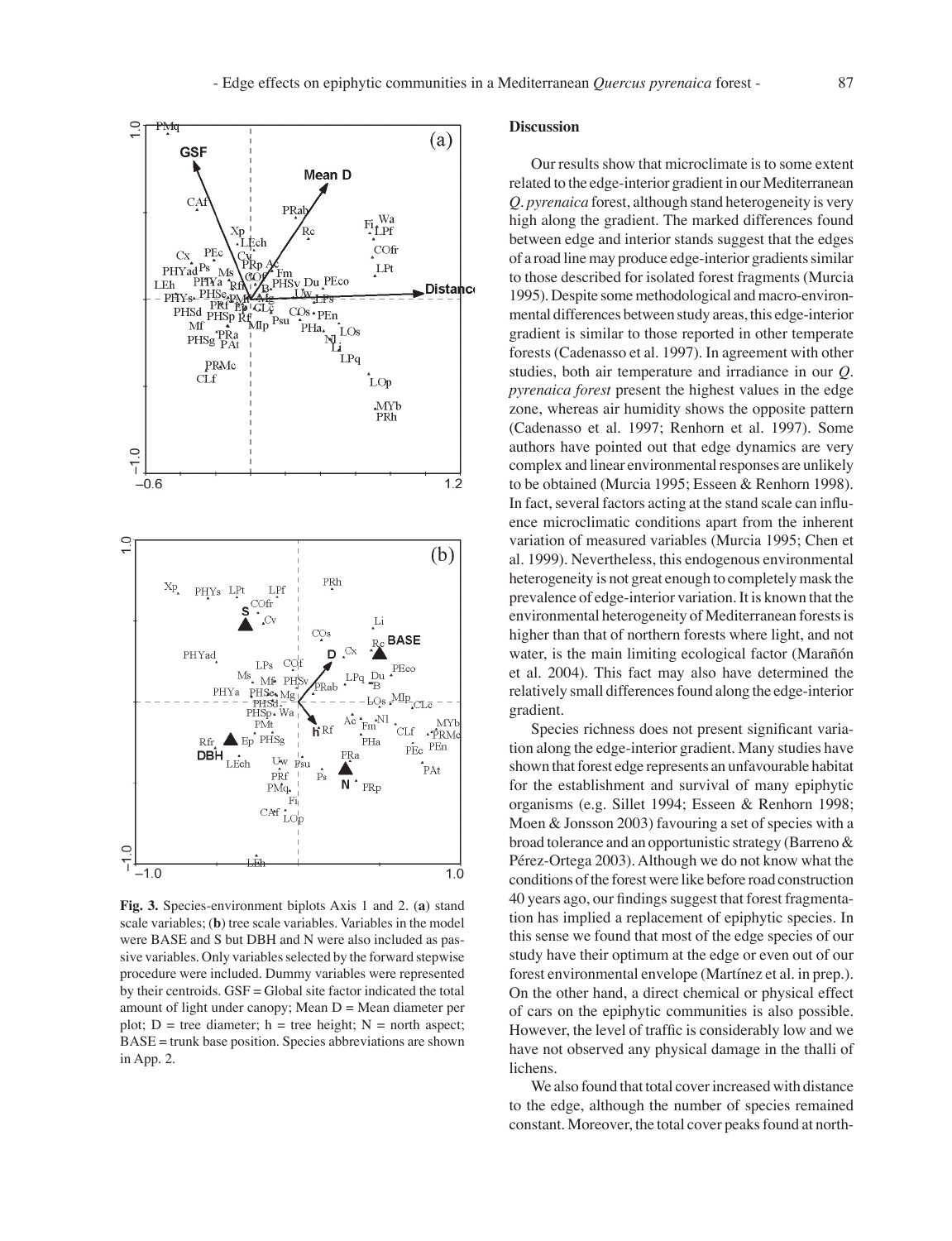**Fig. 3.** Species-environment biplots Axis 1 and 2. (**a**) stand scale variables; (**b**) tree scale variables. Variables in the model were BASE and S but DBH and N were also included as passive variables. Only variables selected by the forward stepwise procedure were included. Dummy variables were represented by their centroids. GSF = Global site factor indicated the total amount of light under canopy; Mean D = Mean diameter per plot; D = tree diameter; h = tree height; N = north aspect; BASE = trunk base position. Species abbreviations are shown in App. 2.

## Discussion

Our results show that microclimate is to some extent related to the edge-interior gradient in our Mediterranean *Q. pyrenaica* forest, although stand heterogeneity is very high along the gradient. The marked differences found between edge and interior stands suggest that the edges of a road line may produce edge-interior gradients similar to those described for isolated forest fragments (Murcia 1995). Despite some methodological and macro-environmental differences between study areas, this edge-interior gradient is similar to those reported in other temperate forests (Cadenasso et al. 1997). In agreement with other studies, both air temperature and irradiance in our *Q. pyrenaica forest* present the highest values in the edge zone, whereas air humidity shows the opposite pattern (Cadenasso et al. 1997; Renhorn et al. 1997). Some authors have pointed out that edge dynamics are very complex and linear environmental responses are unlikely to be obtained (Murcia 1995; Esseen & Renhorn 1998). In fact, several factors acting at the stand scale can influence microclimatic conditions apart from the inherent variation of measured variables (Murcia 1995; Chen et al. 1999). Nevertheless, this endogenous environmental heterogeneity is not great enough to completely mask the prevalence of edge-interior variation. It is known that the environmental heterogeneity of Mediterranean forests is higher than that of northern forests where light, and not water, is the main limiting ecological factor (Marañón et al. 2004). This fact may also have determined the relatively small differences found along the edge-interior gradient.

Species richness does not present significant variation along the edge-interior gradient. Many studies have shown that forest edge represents an unfavourable habitat for the establishment and survival of many epiphytic organisms (e.g. Sillet 1994; Esseen & Renhorn 1998; Moen & Jonsson 2003) favouring a set of species with a broad tolerance and an opportunistic strategy (Barreno & Pérez-Ortega 2003). Although we do not know what the conditions of the forest were like before road construction 40 years ago, our findings suggest that forest fragmentation has implied a replacement of epiphytic species. In this sense we found that most of the edge species of our study have their optimum at the edge or even out of our forest environmental envelope (Martínez et al. in prep.). On the other hand, a direct chemical or physical effect of cars on the epiphytic communities is also possible. However, the level of traffic is considerably low and we have not observed any physical damage in the thalli of lichens.

We also found that total cover increased with distance to the edge, although the number of species remained constant. Moreover, the total cover peaks found at north-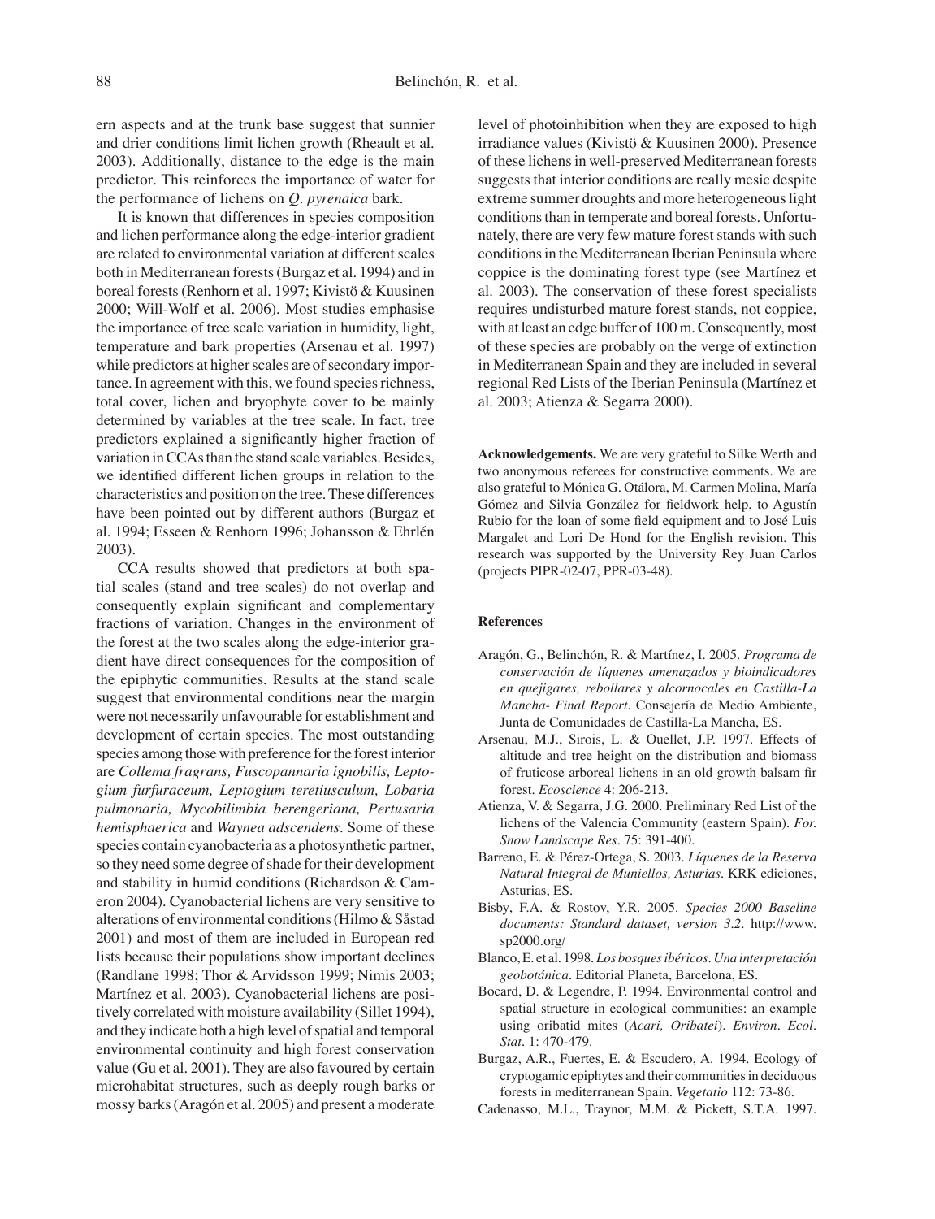ern aspects and at the trunk base suggest that sunnier and drier conditions limit lichen growth (Rheault et al. 2003). Additionally, distance to the edge is the main predictor. This reinforces the importance of water for the performance of lichens on *Q. pyrenaica* bark.

It is known that differences in species composition and lichen performance along the edge-interior gradient are related to environmental variation at different scales both in Mediterranean forests (Burgaz et al. 1994) and in boreal forests (Renhorn et al. 1997; Kivistö & Kuusinen 2000; Will-Wolf et al. 2006). Most studies emphasise the importance of tree scale variation in humidity, light, temperature and bark properties (Arsenau et al. 1997) while predictors at higher scales are of secondary importance. In agreement with this, we found species richness, total cover, lichen and bryophyte cover to be mainly determined by variables at the tree scale. In fact, tree predictors explained a significantly higher fraction of variation in CCAs than the stand scale variables. Besides, we identified different lichen groups in relation to the characteristics and position on the tree. These differences have been pointed out by different authors (Burgaz et al. 1994; Esseen & Renhorn 1996; Johansson & Ehrlén 2003).

CCA results showed that predictors at both spatial scales (stand and tree scales) do not overlap and consequently explain significant and complementary fractions of variation. Changes in the environment of the forest at the two scales along the edge-interior gradient have direct consequences for the composition of the epiphytic communities. Results at the stand scale suggest that environmental conditions near the margin were not necessarily unfavourable for establishment and development of certain species. The most outstanding species among those with preference for the forest interior are *Collema fragrans, Fuscopannaria ignobilis, Leptogium furfuraceum, Leptogium teretiusculum, Lobaria pulmonaria, Mycobilimbia berengeriana, Pertusaria hemisphaerica* and *Waynea adscendens*. Some of these species contain cyanobacteria as a photosynthetic partner, so they need some degree of shade for their development and stability in humid conditions (Richardson & Cameron 2004). Cyanobacterial lichens are very sensitive to alterations of environmental conditions (Hilmo & Såstad 2001) and most of them are included in European red lists because their populations show important declines (Randlane 1998; Thor & Arvidsson 1999; Nimis 2003; Martínez et al. 2003). Cyanobacterial lichens are positively correlated with moisture availability (Sillet 1994), and they indicate both a high level of spatial and temporal environmental continuity and high forest conservation value (Gu et al. 2001). They are also favoured by certain microhabitat structures, such as deeply rough barks or mossy barks (Aragón et al. 2005) and present a moderate level of photoinhibition when they are exposed to high irradiance values (Kivistö & Kuusinen 2000). Presence of these lichens in well-preserved Mediterranean forests suggests that interior conditions are really mesic despite extreme summer droughts and more heterogeneous light conditions than in temperate and boreal forests. Unfortunately, there are very few mature forest stands with such conditions in the Mediterranean Iberian Peninsula where coppice is the dominating forest type (see Martínez et al. 2003). The conservation of these forest specialists requires undisturbed mature forest stands, not coppice, with at least an edge buffer of 100 m. Consequently, most of these species are probably on the verge of extinction in Mediterranean Spain and they are included in several regional Red Lists of the Iberian Peninsula (Martínez et al. 2003; Atienza & Segarra 2000).

**Acknowledgements.** We are very grateful to Silke Werth and two anonymous referees for constructive comments. We are also grateful to Mónica G. Otálora, M. Carmen Molina, María Gómez and Silvia González for fieldwork help, to Agustín Rubio for the loan of some field equipment and to José Luis Margalet and Lori De Hond for the English revision. This research was supported by the University Rey Juan Carlos (projects PIPR-02-07, PPR-03-48).

## References

- Aragón, G., Belinchón, R. & Martínez, I. 2005. *Programa de conservación de líquenes amenazados y bioindicadores en quejigares, rebollares y alcornocales en Castilla-La Mancha- Final Report*. Consejería de Medio Ambiente, Junta de Comunidades de Castilla-La Mancha, ES.
- Arsenau, M.J., Sirois, L. & Ouellet, J.P. 1997. Effects of altitude and tree height on the distribution and biomass of fruticose arboreal lichens in an old growth balsam fir forest. *Ecoscience* 4: 206-213.
- Atienza, V. & Segarra, J.G. 2000. Preliminary Red List of the lichens of the Valencia Community (eastern Spain). *For. Snow Landscape Res*. 75: 391-400.
- Barreno, E. & Pérez-Ortega, S. 2003. *Líquenes de la Reserva Natural Integral de Muniellos, Asturias*. KRK ediciones, Asturias, ES.
- Bisby, F.A. & Rostov, Y.R. 2005. *Species 2000 Baseline documents: Standard dataset, version 3.2*. http://www.sp2000.org/
- Blanco, E. et al. 1998. *Los bosques ibéricos. Una interpretación geobotánica*. Editorial Planeta, Barcelona, ES.
- Bocard, D. & Legendre, P. 1994. Environmental control and spatial structure in ecological communities: an example using oribatid mites (*Acari, Oribatei*). *Environ. Ecol. Stat*. 1: 470-479.
- Burgaz, A.R., Fuertes, E. & Escudero, A. 1994. Ecology of cryptogamic epiphytes and their communities in deciduous forests in mediterranean Spain. *Vegetatio* 112: 73-86.
- Cadenasso, M.L., Traynor, M.M. & Pickett, S.T.A. 1997.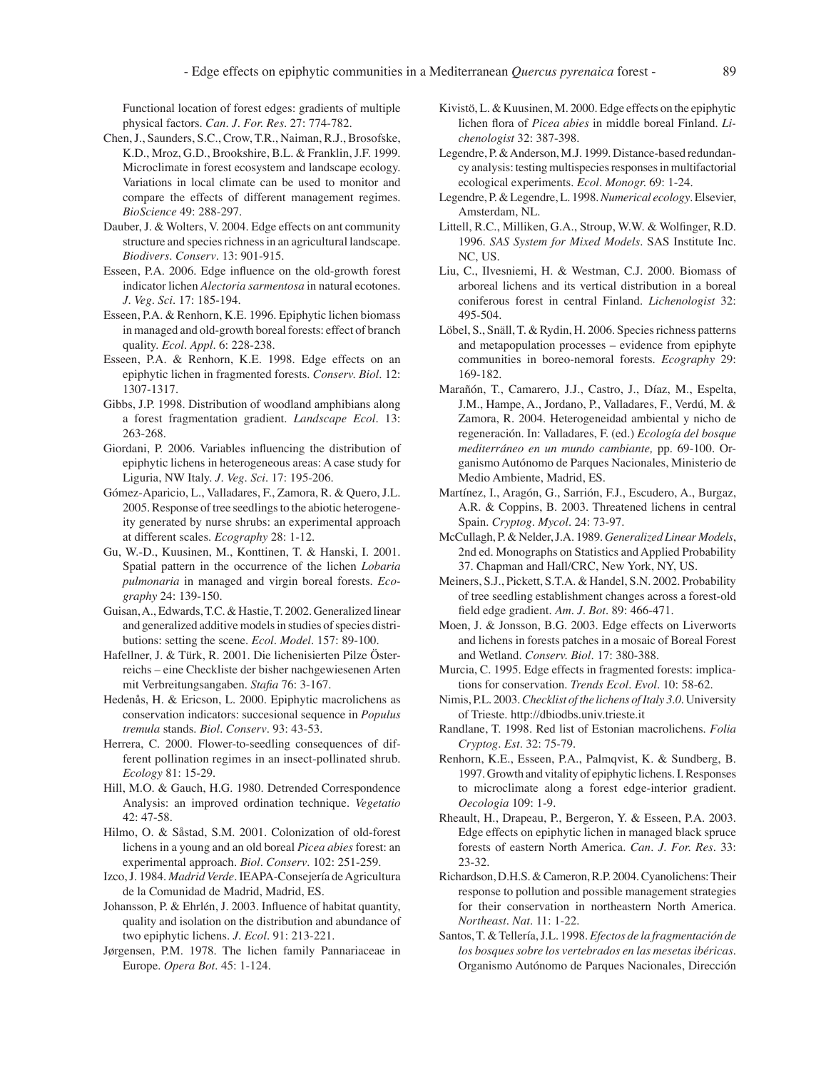Functional location of forest edges: gradients of multiple physical factors. *Can. J. For. Res*. 27: 774-782.

Chen, J., Saunders, S.C., Crow, T.R., Naiman, R.J., Brosofske, K.D., Mroz, G.D., Brookshire, B.L. & Franklin, J.F. 1999. Microclimate in forest ecosystem and landscape ecology. Variations in local climate can be used to monitor and compare the effects of different management regimes. *BioScience* 49: 288-297.

Dauber, J. & Wolters, V. 2004. Edge effects on ant community structure and species richness in an agricultural landscape. *Biodivers. Conserv*. 13: 901-915.

Esseen, P.A. 2006. Edge influence on the old-growth forest indicator lichen *Alectoria sarmentosa* in natural ecotones. *J. Veg. Sci*. 17: 185-194.

Esseen, P.A. & Renhorn, K.E. 1996. Epiphytic lichen biomass in managed and old-growth boreal forests: effect of branch quality. *Ecol. Appl*. 6: 228-238.

Esseen, P.A. & Renhorn, K.E. 1998. Edge effects on an epiphytic lichen in fragmented forests. *Conserv. Biol*. 12: 1307-1317.

Gibbs, J.P. 1998. Distribution of woodland amphibians along a forest fragmentation gradient. *Landscape Ecol*. 13: 263-268.

Giordani, P. 2006. Variables influencing the distribution of epiphytic lichens in heterogeneous areas: A case study for Liguria, NW Italy. *J. Veg. Sci*. 17: 195-206.

Gómez-Aparicio, L., Valladares, F., Zamora, R. & Quero, J.L. 2005. Response of tree seedlings to the abiotic heterogeneity generated by nurse shrubs: an experimental approach at different scales. *Ecography* 28: 1-12.

Gu, W.-D., Kuusinen, M., Konttinen, T. & Hanski, I. 2001. Spatial pattern in the occurrence of the lichen *Lobaria pulmonaria* in managed and virgin boreal forests. *Ecography* 24: 139-150.

Guisan, A., Edwards, T.C. & Hastie, T. 2002. Generalized linear and generalized additive models in studies of species distributions: setting the scene. *Ecol. Model*. 157: 89-100.

Hafellner, J. & Türk, R. 2001. Die lichenisierten Pilze Österreichs – eine Checkliste der bisher nachgewiesenen Arten mit Verbreitungsangaben. *Stafia* 76: 3-167.

Hedenås, H. & Ericson, L. 2000. Epiphytic macrolichens as conservation indicators: succesional sequence in *Populus tremula* stands. *Biol. Conserv*. 93: 43-53.

Herrera, C. 2000. Flower-to-seedling consequences of different pollination regimes in an insect-pollinated shrub. *Ecology* 81: 15-29.

Hill, M.O. & Gauch, H.G. 1980. Detrended Correspondence Analysis: an improved ordination technique. *Vegetatio* 42: 47-58.

Hilmo, O. & Såstad, S.M. 2001. Colonization of old-forest lichens in a young and an old boreal *Picea abies* forest: an experimental approach. *Biol. Conserv*. 102: 251-259.

Izco, J. 1984. *Madrid Verde*. IEAPA-Consejería de Agricultura de la Comunidad de Madrid, Madrid, ES.

Johansson, P. & Ehrlén, J. 2003. Influence of habitat quantity, quality and isolation on the distribution and abundance of two epiphytic lichens. *J. Ecol*. 91: 213-221.

Jørgensen, P.M. 1978. The lichen family Pannariaceae in Europe. *Opera Bot*. 45: 1-124.

Kivistö, L. & Kuusinen, M. 2000. Edge effects on the epiphytic lichen flora of *Picea abies* in middle boreal Finland. *Lichenologist* 32: 387-398.

Legendre, P. & Anderson, M.J. 1999. Distance-based redundancy analysis: testing multispecies responses in multifactorial ecological experiments. *Ecol. Monogr.* 69: 1-24.

Legendre, P. & Legendre, L. 1998. *Numerical ecology*. Elsevier, Amsterdam, NL.

Littell, R.C., Milliken, G.A., Stroup, W.W. & Wolfinger, R.D. 1996. *SAS System for Mixed Models*. SAS Institute Inc. NC, US.

Liu, C., Ilvesniemi, H. & Westman, C.J. 2000. Biomass of arboreal lichens and its vertical distribution in a boreal coniferous forest in central Finland. *Lichenologist* 32: 495-504.

Löbel, S., Snäll, T. & Rydin, H. 2006. Species richness patterns and metapopulation processes – evidence from epiphyte communities in boreo-nemoral forests. *Ecography* 29: 169-182.

Marañón, T., Camarero, J.J., Castro, J., Díaz, M., Espelta, J.M., Hampe, A., Jordano, P., Valladares, F., Verdú, M. & Zamora, R. 2004. Heterogeneidad ambiental y nicho de regeneración. In: Valladares, F. (ed.) *Ecología del bosque mediterráneo en un mundo cambiante,* pp. 69-100. Organismo Autónomo de Parques Nacionales, Ministerio de Medio Ambiente, Madrid, ES.

Martínez, I., Aragón, G., Sarrión, F.J., Escudero, A., Burgaz, A.R. & Coppins, B. 2003. Threatened lichens in central Spain. *Cryptog. Mycol*. 24: 73-97.

McCullagh, P. & Nelder, J.A. 1989. *Generalized Linear Models*, 2nd ed. Monographs on Statistics and Applied Probability 37. Chapman and Hall/CRC, New York, NY, US.

Meiners, S.J., Pickett, S.T.A. & Handel, S.N. 2002. Probability of tree seedling establishment changes across a forest-old field edge gradient. *Am. J. Bot*. 89: 466-471.

Moen, J. & Jonsson, B.G. 2003. Edge effects on Liverworts and lichens in forests patches in a mosaic of Boreal Forest and Wetland. *Conserv. Biol*. 17: 380-388.

Murcia, C. 1995. Edge effects in fragmented forests: implications for conservation. *Trends Ecol. Evol*. 10: 58-62.

Nimis, P.L. 2003. *Checklist of the lichens of Italy 3.0*. University of Trieste. http://dbiodbs.univ.trieste.it

Randlane, T. 1998. Red list of Estonian macrolichens. *Folia Cryptog. Est*. 32: 75-79.

Renhorn, K.E., Esseen, P.A., Palmqvist, K. & Sundberg, B. 1997. Growth and vitality of epiphytic lichens. I. Responses to microclimate along a forest edge-interior gradient. *Oecologia* 109: 1-9.

Rheault, H., Drapeau, P., Bergeron, Y. & Esseen, P.A. 2003. Edge effects on epiphytic lichen in managed black spruce forests of eastern North America. *Can. J. For. Res*. 33: 23-32.

Richardson, D.H.S. & Cameron, R.P. 2004. Cyanolichens: Their response to pollution and possible management strategies for their conservation in northeastern North America. *Northeast. Nat*. 11: 1-22.

Santos, T. & Tellería, J.L. 1998. *Efectos de la fragmentación de los bosques sobre los vertebrados en las mesetas ibéricas*. Organismo Autónomo de Parques Nacionales, Dirección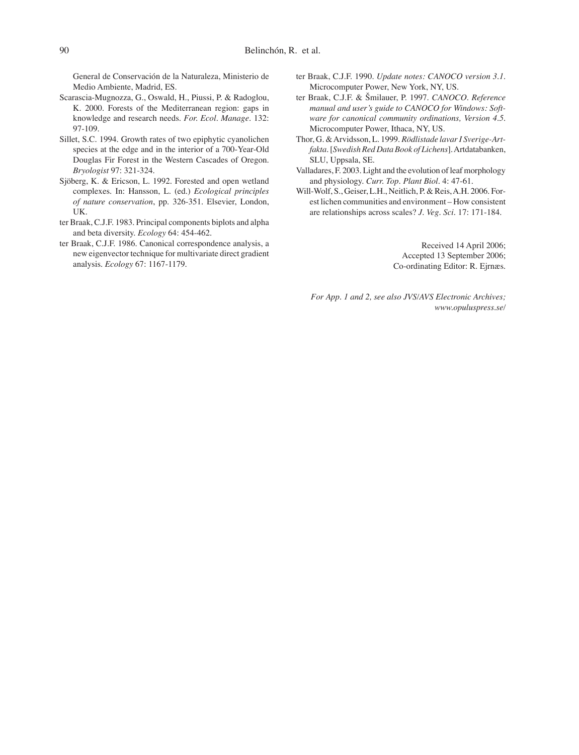General de Conservación de la Naturaleza, Ministerio de Medio Ambiente, Madrid, ES.

Scarascia-Mugnozza, G., Oswald, H., Piussi, P. & Radoglou, K. 2000. Forests of the Mediterranean region: gaps in knowledge and research needs. *For. Ecol. Manage.* 132: 97-109.

Sillet, S.C. 1994. Growth rates of two epiphytic cyanolichen species at the edge and in the interior of a 700-Year-Old Douglas Fir Forest in the Western Cascades of Oregon. *Bryologist* 97: 321-324.

Sjöberg, K. & Ericson, L. 1992. Forested and open wetland complexes. In: Hansson, L. (ed.) *Ecological principles of nature conservation*, pp. 326-351. Elsevier, London, UK.

ter Braak, C.J.F. 1983. Principal components biplots and alpha and beta diversity. *Ecology* 64: 454-462.

ter Braak, C.J.F. 1986. Canonical correspondence analysis, a new eigenvector technique for multivariate direct gradient analysis. *Ecology* 67: 1167-1179.

ter Braak, C.J.F. 1990. *Update notes: CANOCO version 3.1*. Microcomputer Power, New York, NY, US.

ter Braak, C.J.F. & Šmilauer, P. 1997. *CANOCO. Reference manual and user's guide to CANOCO for Windows: Software for canonical community ordinations, Version 4.5*. Microcomputer Power, Ithaca, NY, US.

Thor, G. & Arvidsson, L. 1999. *Rödlistade lavar I Sverige-Artfakta*. [*Swedish Red Data Book of Lichens*]. Artdatabanken, SLU, Uppsala, SE.

Valladares, F. 2003. Light and the evolution of leaf morphology and physiology. *Curr. Top. Plant Biol.* 4: 47-61.

Will-Wolf, S., Geiser, L.H., Neitlich, P. & Reis, A.H. 2006. Forest lichen communities and environment – How consistent are relationships across scales? *J. Veg. Sci.* 17: 171-184.

Received 14 April 2006;
Accepted 13 September 2006;
Co-ordinating Editor: R. Ejrnæs.

*For App. 1 and 2, see also JVS/AVS Electronic Archives; www.opuluspress.se/*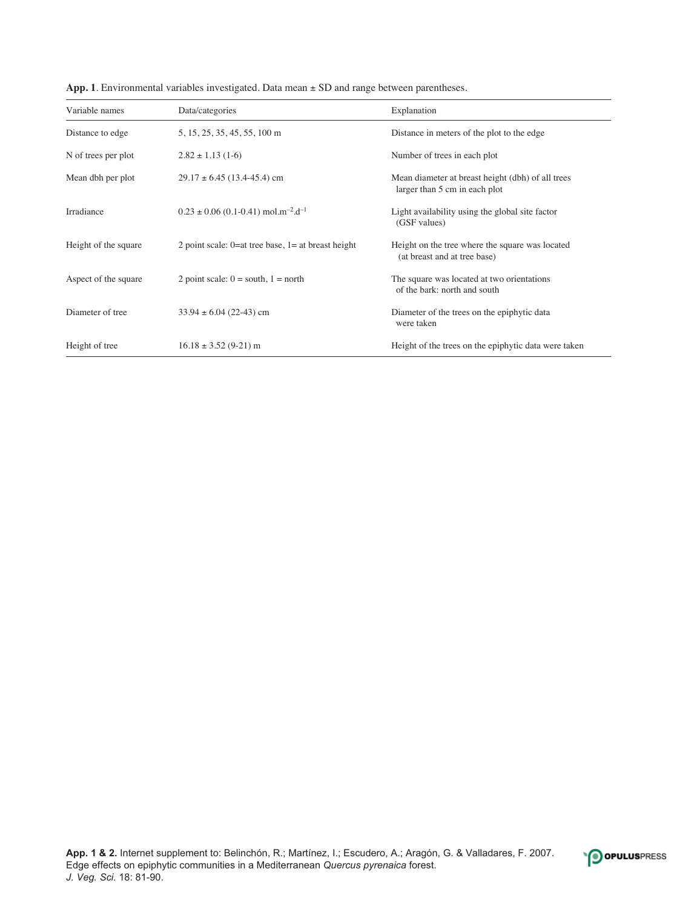**App. 1**. Environmental variables investigated. Data mean ± SD and range between parentheses.

| Variable names | Data/categories | Explanation |
|---|---|---|
| Distance to edge | 5, 15, 25, 35, 45, 55, 100 m | Distance in meters of the plot to the edge |
| N of trees per plot | 2.82 ± 1.13 (1-6) | Number of trees in each plot |
| Mean dbh per plot | 29.17 ± 6.45 (13.4-45.4) cm | Mean diameter at breast height (dbh) of all trees larger than 5 cm in each plot |
| Irradiance | 0.23 ± 0.06 (0.1-0.41) $mol.m^{-2}.d^{-1}$ | Light availability using the global site factor (GSF values) |
| Height of the square | 2 point scale: 0=at tree base, 1= at breast height | Height on the tree where the square was located (at breast and at tree base) |
| Aspect of the square | 2 point scale: 0 = south, 1 = north | The square was located at two orientations of the bark: north and south |
| Diameter of tree | 33.94 ± 6.04 (22-43) cm | Diameter of the trees on the epiphytic data were taken |
| Height of tree | 16.18 ± 3.52 (9-21) m | Height of the trees on the epiphytic data were taken |

**App. 1 & 2.** Internet supplement to: Belinchón, R.; Martínez, I.; Escudero, A.; Aragón, G. & Valladares, F. 2007. Edge effects on epiphytic communities in a Mediterranean *Quercus pyrenaica* forest. *J. Veg. Sci.* 18: 81-90.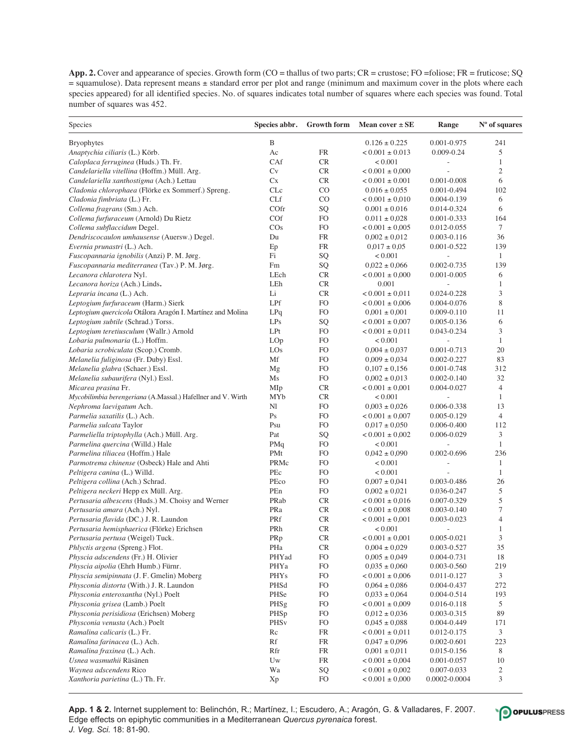**App. 2.** Cover and appearance of species. Growth form (CO = thallus of two parts; CR = crustose; FO =foliose; FR = fruticose; SQ = squamulose). Data represent means ± standard error per plot and range (minimum and maximum cover in the plots where each species appeared) for all identified species. No. of squares indicates total number of squares where each species was found. Total number of squares was 452.

| Species | Species abbr. | Growth form | Mean cover ± SE | Range | Nº of squares |
|---|---|---|---|---|---|
| Bryophytes | B | | 0.126 ± 0.225 | 0.001-0.975 | 241 |
| *Anaptychia ciliaris* (L.) Körb. | Ac | FR | < 0.001 ± 0.013 | 0.009-0.24 | 5 |
| *Caloplaca ferruginea* (Huds.) Th. Fr. | CAf | CR | < 0.001 | - | 1 |
| *Candelariella vitellina* (Hoffm.) Müll. Arg. | Cv | CR | < 0.001 ± 0,000 | - | 2 |
| *Candelariella xanthostigma* (Ach.) Lettau | Cx | CR | < 0.001 ± 0.001 | 0.001-0.008 | 6 |
| *Cladonia chlorophaea* (Flörke ex Sommerf.) Spreng. | CLc | CO | 0.016 ± 0.055 | 0.001-0.494 | 102 |
| *Cladonia fimbriata* (L.) Fr. | CLf | CO | < 0.001 ± 0,010 | 0.004-0.139 | 6 |
| *Collema fragrans* (Sm.) Ach. | COfr | SQ | 0.001 ± 0.016 | 0.014-0.324 | 6 |
| *Collema furfuraceum* (Arnold) Du Rietz | COf | FO | 0.011 ± 0,028 | 0.001-0.333 | 164 |
| *Collema subflaccidum* Degel. | COs | FO | < 0.001 ± 0,005 | 0.012-0.055 | 7 |
| *Dendriscocaulon umhausense* (Auersw.) Degel. | Du | FR | 0,002 ± 0,012 | 0.003-0.116 | 36 |
| *Evernia prunastri* (L.) Ach. | Ep | FR | 0,017 ± 0,05 | 0.001-0.522 | 139 |
| *Fuscopannaria ignobilis* (Anzi) P. M. Jørg. | Fi | SQ | < 0.001 | - | 1 |
| *Fuscopannaria mediterranea* (Tav.) P. M. Jørg. | Fm | SQ | 0,022 ± 0,066 | 0.002-0.735 | 139 |
| *Lecanora chlarotera* Nyl. | LEch | CR | < 0.001 ± 0,000 | 0.001-0.005 | 6 |
| *Lecanora horiza* (Ach.) Linds**.** | LEh | CR | 0.001 | - | 1 |
| *Lepraria incana* (L.) Ach. | Li | CR | < 0.001 ± 0,011 | 0.024-0.228 | 3 |
| *Leptogium furfuraceum* (Harm.) Sierk | LPf | FO | < 0.001 ± 0,006 | 0.004-0.076 | 8 |
| *Leptogium quercicola* Otálora Aragón I. Martínez and Molina | LPq | FO | 0,001 ± 0,001 | 0.009-0.110 | 11 |
| *Leptogium subtile* (Schrad.) Torss. | LPs | SQ | < 0.001 ± 0,007 | 0.005-0.136 | 6 |
| *Leptogium teretiusculum* (Wallr.) Arnold | LPt | FO | < 0.001 ± 0,011 | 0.043-0.234 | 3 |
| *Lobaria pulmonaria* (L.) Hoffm. | LOp | FO | < 0.001 | - | 1 |
| *Lobaria scrobiculata* (Scop.) Cromb. | LOs | FO | 0,004 ± 0,037 | 0.001-0.713 | 20 |
| *Melanelia fuliginosa* (Fr. Duby) Essl. | Mf | FO | 0,009 ± 0,034 | 0.002-0.227 | 83 |
| *Melanelia glabra* (Schaer.) Essl. | Mg | FO | 0,107 ± 0,156 | 0.001-0.748 | 312 |
| *Melanelia subaurifera* (Nyl.) Essl. | Ms | FO | 0,002 ± 0,013 | 0.002-0.140 | 32 |
| *Micarea prasina* Fr. | MIp | CR | < 0.001 ± 0,001 | 0.004-0.027 | 4 |
| *Mycobilimbia berengeriana* (A.Massal.) Hafellner and V. Wirth | MYb | CR | < 0.001 | - | 1 |
| *Nephroma laevigatum* Ach. | Nl | FO | 0,003 ± 0,026 | 0.006-0.338 | 13 |
| *Parmelia saxatilis* (L.) Ach. | Ps | FO | < 0.001 ± 0,007 | 0.005-0.129 | 4 |
| *Parmelia sulcata* Taylor | Psu | FO | 0,017 ± 0,050 | 0.006-0.400 | 112 |
| *Parmeliella triptophylla* (Ach.) Müll. Arg. | Pat | SQ | < 0.001 ± 0,002 | 0.006-0.029 | 3 |
| *Parmelina quercina* (Willd.) Hale | PMq | FO | < 0.001 | - | 1 |
| *Parmelina tiliacea* (Hoffm.) Hale | PMt | FO | 0,042 ± 0,090 | 0.002-0.696 | 236 |
| *Parmotrema chinense* (Osbeck) Hale and Ahti | PRMc | FO | < 0.001 | - | 1 |
| *Peltigera canina* (L.) Willd. | PEc | FO | < 0.001 | - | 1 |
| *Peltigera collina* (Ach.) Schrad. | PEco | FO | 0,007 ± 0,041 | 0.003-0.486 | 26 |
| *Peltigera neckeri* Hepp ex Müll. Arg. | PEn | FO | 0,002 ± 0,021 | 0.036-0.247 | 5 |
| *Pertusaria albescens* (Huds.) M. Choisy and Werner | PRab | CR | < 0.001 ± 0,016 | 0.007-0.329 | 5 |
| *Pertusaria amara* (Ach.) Nyl. | PRa | CR | < 0.001 ± 0,008 | 0.003-0.140 | 7 |
| *Pertusaria flavida* (DC.) J. R. Laundon | PRf | CR | < 0.001 ± 0,001 | 0.003-0.023 | 4 |
| *Pertusaria hemisphaerica* (Flörke) Erichsen | PRh | CR | < 0.001 | - | 1 |
| *Pertusaria pertusa* (Weigel) Tuck. | PRp | CR | < 0.001 ± 0,001 | 0.005-0.021 | 3 |
| *Phlyctis argena* (Spreng.) Flot. | PHa | CR | 0,004 ± 0,029 | 0.003-0.527 | 35 |
| *Physcia adscendens* (Fr.) H. Olivier | PHYad | FO | 0,005 ± 0,049 | 0.004-0.731 | 18 |
| *Physcia aipolia* (Ehrh Humb.) Fürnr. | PHYa | FO | 0,035 ± 0,060 | 0.003-0.560 | 219 |
| *Physcia semipinnata* (J. F. Gmelin) Moberg | PHYs | FO | < 0.001 ± 0,006 | 0.011-0.127 | 3 |
| *Physconia distorta* (With.) J. R. Laundon | PHSd | FO | 0,064 ± 0,086 | 0.004-0.437 | 272 |
| *Physconia enteroxantha* (Nyl.) Poelt | PHSe | FO | 0,033 ± 0,064 | 0.004-0.514 | 193 |
| *Physconia grisea* (Lamb.) Poelt | PHSg | FO | < 0.001 ± 0,009 | 0.016-0.118 | 5 |
| *Physconia perisidiosa* (Erichsen) Moberg | PHSp | FO | 0,012 ± 0,036 | 0.003-0.315 | 89 |
| *Physconia venusta* (Ach.) Poelt | PHSv | FO | 0,045 ± 0,088 | 0.004-0.449 | 171 |
| *Ramalina calicaris* (L.) Fr. | Rc | FR | < 0.001 ± 0,011 | 0.012-0.175 | 3 |
| *Ramalina farinacea* (L.) Ach. | Rf | FR | 0,047 ± 0,096 | 0.002-0.601 | 223 |
| *Ramalina fraxinea* (L.) Ach. | Rfr | FR | 0,001 ± 0,011 | 0.015-0.156 | 8 |
| *Usnea wasmuthii* Räsänen | Uw | FR | < 0.001 ± 0,004 | 0.001-0.057 | 10 |
| *Waynea adscendens* Rico | Wa | SQ | < 0.001 ± 0,002 | 0.007-0.033 | 2 |
| *Xanthoria parietina* (L.) Th. Fr. | Xp | FO | < 0.001 ± 0,000 | 0.0002-0.0004 | 3 |

**App. 1 & 2.** Internet supplement to: Belinchón, R.; Martínez, I.; Escudero, A.; Aragón, G. & Valladares, F. 2007. Edge effects on epiphytic communities in a Mediterranean *Quercus pyrenaica* forest. *J. Veg. Sci.* 18: 81-90.